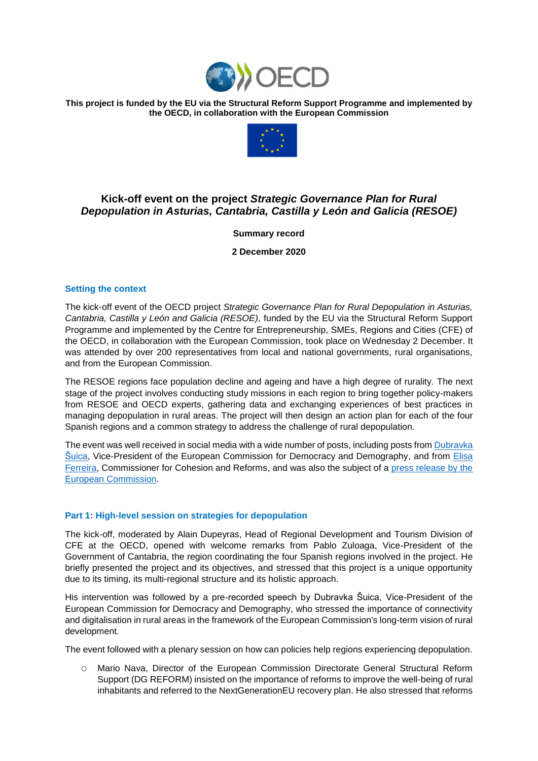**This project is funded by the EU via the Structural Reform Support Programme and implemented by the OECD, in collaboration with the European Commission**

# Kick-off event on the project *Strategic Governance Plan for Rural Depopulation in Asturias, Cantabria, Castilla y León and Galicia (RESOE)*

**Summary record**

**2 December 2020**

## Setting the context

The kick-off event of the OECD project *Strategic Governance Plan for Rural Depopulation in Asturias, Cantabria, Castilla y León and Galicia (RESOE),* funded by the EU via the Structural Reform Support Programme and implemented by the Centre for Entrepreneurship, SMEs, Regions and Cities (CFE) of the OECD, in collaboration with the European Commission, took place on Wednesday 2 December. It was attended by over 200 representatives from local and national governments, rural organisations, and from the European Commission.

The RESOE regions face population decline and ageing and have a high degree of rurality. The next stage of the project involves conducting study missions in each region to bring together policy-makers from RESOE and OECD experts, gathering data and exchanging experiences of best practices in managing depopulation in rural areas. The project will then design an action plan for each of the four Spanish regions and a common strategy to address the challenge of rural depopulation.

The event was well received in social media with a wide number of posts, including posts from Dubravka Šuica, Vice-President of the European Commission for Democracy and Demography, and from Elisa Ferreira, Commissioner for Cohesion and Reforms, and was also the subject of a press release by the European Commission.

## Part 1: High-level session on strategies for depopulation

The kick-off, moderated by Alain Dupeyras, Head of Regional Development and Tourism Division of CFE at the OECD, opened with welcome remarks from Pablo Zuloaga, Vice-President of the Government of Cantabria, the region coordinating the four Spanish regions involved in the project. He briefly presented the project and its objectives, and stressed that this project is a unique opportunity due to its timing, its multi-regional structure and its holistic approach.

His intervention was followed by a pre-recorded speech by Dubravka Šuica, Vice-President of the European Commission for Democracy and Demography, who stressed the importance of connectivity and digitalisation in rural areas in the framework of the European Commission's long-term vision of rural development.

The event followed with a plenary session on how can policies help regions experiencing depopulation.

- Mario Nava, Director of the European Commission Directorate General Structural Reform Support (DG REFORM) insisted on the importance of reforms to improve the well-being of rural inhabitants and referred to the NextGenerationEU recovery plan. He also stressed that reforms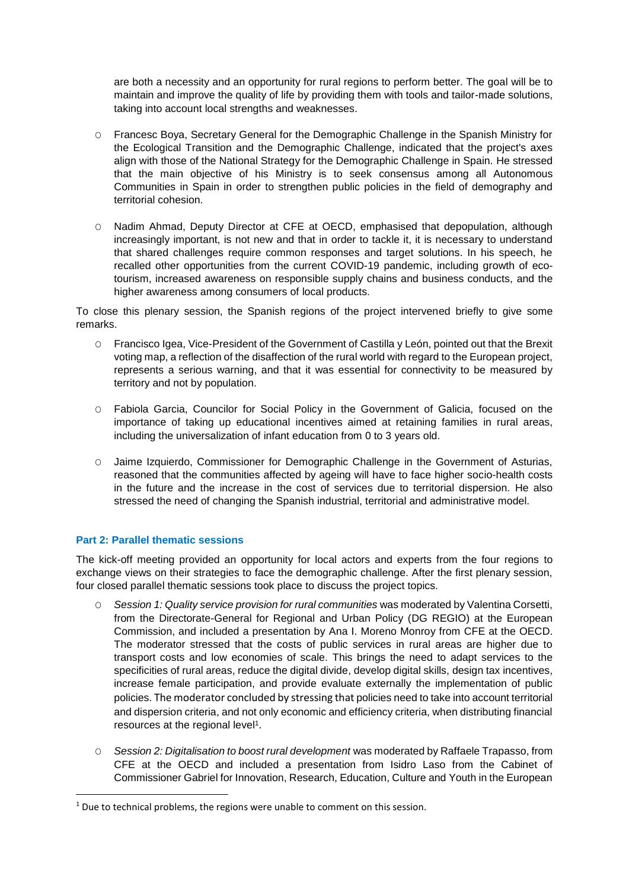are both a necessity and an opportunity for rural regions to perform better. The goal will be to maintain and improve the quality of life by providing them with tools and tailor-made solutions, taking into account local strengths and weaknesses.

- Francesc Boya, Secretary General for the Demographic Challenge in the Spanish Ministry for the Ecological Transition and the Demographic Challenge, indicated that the project's axes align with those of the National Strategy for the Demographic Challenge in Spain. He stressed that the main objective of his Ministry is to seek consensus among all Autonomous Communities in Spain in order to strengthen public policies in the field of demography and territorial cohesion.

- Nadim Ahmad, Deputy Director at CFE at OECD, emphasised that depopulation, although increasingly important, is not new and that in order to tackle it, it is necessary to understand that shared challenges require common responses and target solutions. In his speech, he recalled other opportunities from the current COVID-19 pandemic, including growth of eco-tourism, increased awareness on responsible supply chains and business conducts, and the higher awareness among consumers of local products.

To close this plenary session, the Spanish regions of the project intervened briefly to give some remarks.

- Francisco Igea, Vice-President of the Government of Castilla y León, pointed out that the Brexit voting map, a reflection of the disaffection of the rural world with regard to the European project, represents a serious warning, and that it was essential for connectivity to be measured by territory and not by population.

- Fabiola Garcia, Councilor for Social Policy in the Government of Galicia, focused on the importance of taking up educational incentives aimed at retaining families in rural areas, including the universalization of infant education from 0 to 3 years old.

- Jaime Izquierdo, Commissioner for Demographic Challenge in the Government of Asturias, reasoned that the communities affected by ageing will have to face higher socio-health costs in the future and the increase in the cost of services due to territorial dispersion. He also stressed the need of changing the Spanish industrial, territorial and administrative model.

### Part 2: Parallel thematic sessions

The kick-off meeting provided an opportunity for local actors and experts from the four regions to exchange views on their strategies to face the demographic challenge. After the first plenary session, four closed parallel thematic sessions took place to discuss the project topics.

- *Session 1: Quality service provision for rural communities* was moderated by Valentina Corsetti, from the Directorate-General for Regional and Urban Policy (DG REGIO) at the European Commission, and included a presentation by Ana I. Moreno Monroy from CFE at the OECD. The moderator stressed that the costs of public services in rural areas are higher due to transport costs and low economies of scale. This brings the need to adapt services to the specificities of rural areas, reduce the digital divide, develop digital skills, design tax incentives, increase female participation, and provide evaluate externally the implementation of public policies. The moderator concluded by stressing that policies need to take into account territorial and dispersion criteria, and not only economic and efficiency criteria, when distributing financial resources at the regional level[1].

- *Session 2: Digitalisation to boost rural development* was moderated by Raffaele Trapasso, from CFE at the OECD and included a presentation from Isidro Laso from the Cabinet of Commissioner Gabriel for Innovation, Research, Education, Culture and Youth in the European

[1] Due to technical problems, the regions were unable to comment on this session.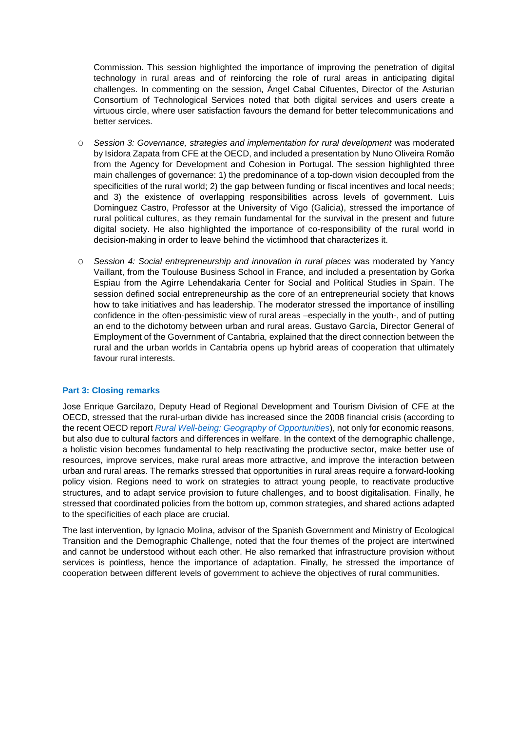Commission. This session highlighted the importance of improving the penetration of digital technology in rural areas and of reinforcing the role of rural areas in anticipating digital challenges. In commenting on the session, Ángel Cabal Cifuentes, Director of the Asturian Consortium of Technological Services noted that both digital services and users create a virtuous circle, where user satisfaction favours the demand for better telecommunications and better services.

- *Session 3: Governance, strategies and implementation for rural development* was moderated by Isidora Zapata from CFE at the OECD, and included a presentation by Nuno Oliveira Romão from the Agency for Development and Cohesion in Portugal. The session highlighted three main challenges of governance: 1) the predominance of a top-down vision decoupled from the specificities of the rural world; 2) the gap between funding or fiscal incentives and local needs; and 3) the existence of overlapping responsibilities across levels of government. Luis Dominguez Castro, Professor at the University of Vigo (Galicia), stressed the importance of rural political cultures, as they remain fundamental for the survival in the present and future digital society. He also highlighted the importance of co-responsibility of the rural world in decision-making in order to leave behind the victimhood that characterizes it.

- *Session 4: Social entrepreneurship and innovation in rural places* was moderated by Yancy Vaillant, from the Toulouse Business School in France, and included a presentation by Gorka Espiau from the Agirre Lehendakaria Center for Social and Political Studies in Spain. The session defined social entrepreneurship as the core of an entrepreneurial society that knows how to take initiatives and has leadership. The moderator stressed the importance of instilling confidence in the often-pessimistic view of rural areas –especially in the youth-, and of putting an end to the dichotomy between urban and rural areas. Gustavo García, Director General of Employment of the Government of Cantabria, explained that the direct connection between the rural and the urban worlds in Cantabria opens up hybrid areas of cooperation that ultimately favour rural interests.

### Part 3: Closing remarks

Jose Enrique Garcilazo, Deputy Head of Regional Development and Tourism Division of CFE at the OECD, stressed that the rural-urban divide has increased since the 2008 financial crisis (according to the recent OECD report *Rural Well-being: Geography of Opportunities*), not only for economic reasons, but also due to cultural factors and differences in welfare. In the context of the demographic challenge, a holistic vision becomes fundamental to help reactivating the productive sector, make better use of resources, improve services, make rural areas more attractive, and improve the interaction between urban and rural areas. The remarks stressed that opportunities in rural areas require a forward-looking policy vision. Regions need to work on strategies to attract young people, to reactivate productive structures, and to adapt service provision to future challenges, and to boost digitalisation. Finally, he stressed that coordinated policies from the bottom up, common strategies, and shared actions adapted to the specificities of each place are crucial.

The last intervention, by Ignacio Molina, advisor of the Spanish Government and Ministry of Ecological Transition and the Demographic Challenge, noted that the four themes of the project are intertwined and cannot be understood without each other. He also remarked that infrastructure provision without services is pointless, hence the importance of adaptation. Finally, he stressed the importance of cooperation between different levels of government to achieve the objectives of rural communities.